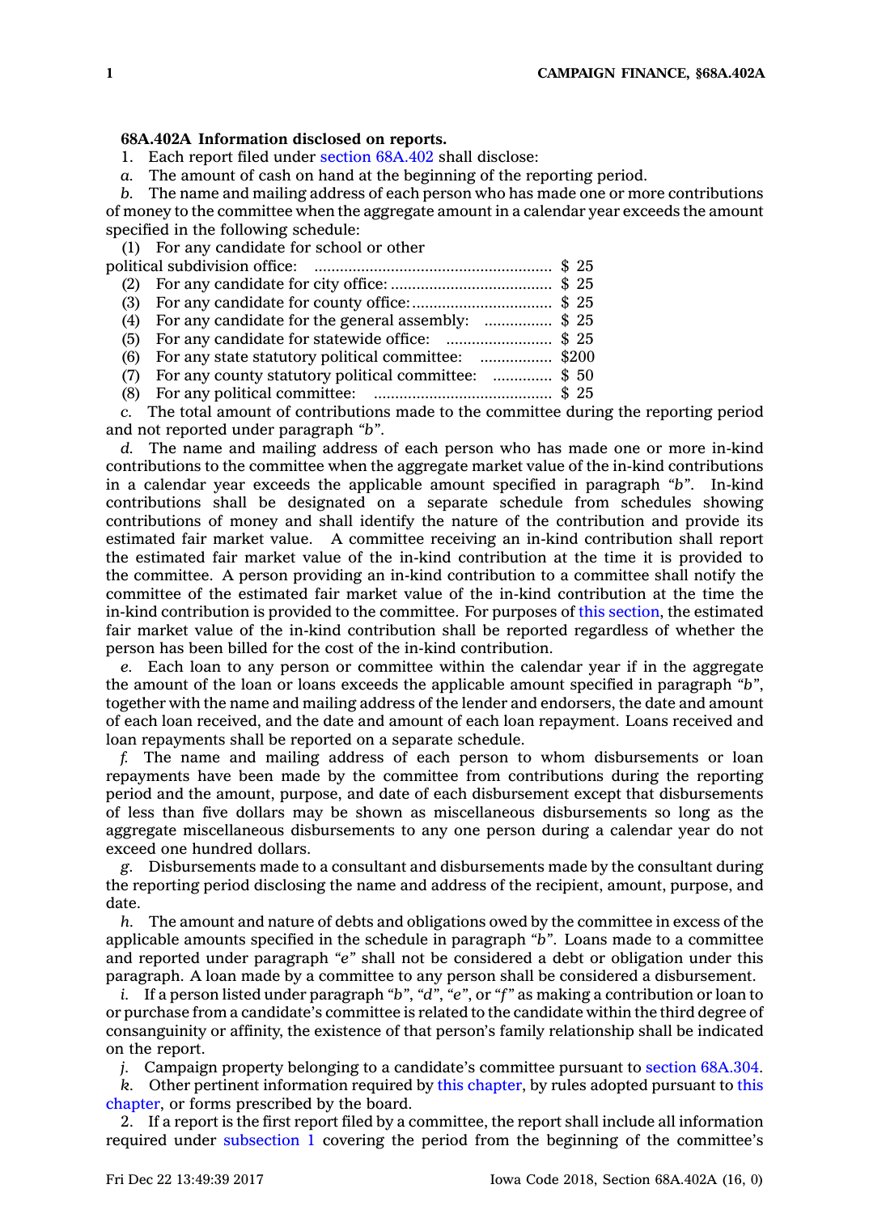**68A.402A Information disclosed on reports.**

1. Each report filed under section 68A.402 shall disclose:

*a.* The amount of cash on hand at the beginning of the reporting period.

*b.* The name and mailing address of each person who has made one or more contributions of money to the committee when the aggregate amount in a calendar year exceeds the amount specified in the following schedule:

(1) For any candidate for school or other political subdivision office: .......... $ 25

(2) For any candidate for city office: .......... $ 25

(3) For any candidate for county office: .......... $ 25

(4) For any candidate for the general assembly: .......... $ 25

(5) For any candidate for statewide office: .......... $ 25

(6) For any state statutory political committee: .......... $200

(7) For any county statutory political committee: .......... $ 50

(8) For any political committee: .......... $ 25

*c.* The total amount of contributions made to the committee during the reporting period and not reported under paragraph *"b"*.

*d.* The name and mailing address of each person who has made one or more in-kind contributions to the committee when the aggregate market value of the in-kind contributions in a calendar year exceeds the applicable amount specified in paragraph *"b"*. In-kind contributions shall be designated on a separate schedule from schedules showing contributions of money and shall identify the nature of the contribution and provide its estimated fair market value. A committee receiving an in-kind contribution shall report the estimated fair market value of the in-kind contribution at the time it is provided to the committee. A person providing an in-kind contribution to a committee shall notify the committee of the estimated fair market value of the in-kind contribution at the time the in-kind contribution is provided to the committee. For purposes of this section, the estimated fair market value of the in-kind contribution shall be reported regardless of whether the person has been billed for the cost of the in-kind contribution.

*e.* Each loan to any person or committee within the calendar year if in the aggregate the amount of the loan or loans exceeds the applicable amount specified in paragraph *"b"*, together with the name and mailing address of the lender and endorsers, the date and amount of each loan received, and the date and amount of each loan repayment. Loans received and loan repayments shall be reported on a separate schedule.

*f.* The name and mailing address of each person to whom disbursements or loan repayments have been made by the committee from contributions during the reporting period and the amount, purpose, and date of each disbursement except that disbursements of less than five dollars may be shown as miscellaneous disbursements so long as the aggregate miscellaneous disbursements to any one person during a calendar year do not exceed one hundred dollars.

*g.* Disbursements made to a consultant and disbursements made by the consultant during the reporting period disclosing the name and address of the recipient, amount, purpose, and date.

*h.* The amount and nature of debts and obligations owed by the committee in excess of the applicable amounts specified in the schedule in paragraph *"b"*. Loans made to a committee and reported under paragraph *"e"* shall not be considered a debt or obligation under this paragraph. A loan made by a committee to any person shall be considered a disbursement.

*i.* If a person listed under paragraph *"b"*, *"d"*, *"e"*, or *"f"* as making a contribution or loan to or purchase from a candidate's committee is related to the candidate within the third degree of consanguinity or affinity, the existence of that person's family relationship shall be indicated on the report.

*j.* Campaign property belonging to a candidate's committee pursuant to section 68A.304.

*k.* Other pertinent information required by this chapter, by rules adopted pursuant to this chapter, or forms prescribed by the board.

2. If a report is the first report filed by a committee, the report shall include all information required under subsection 1 covering the period from the beginning of the committee's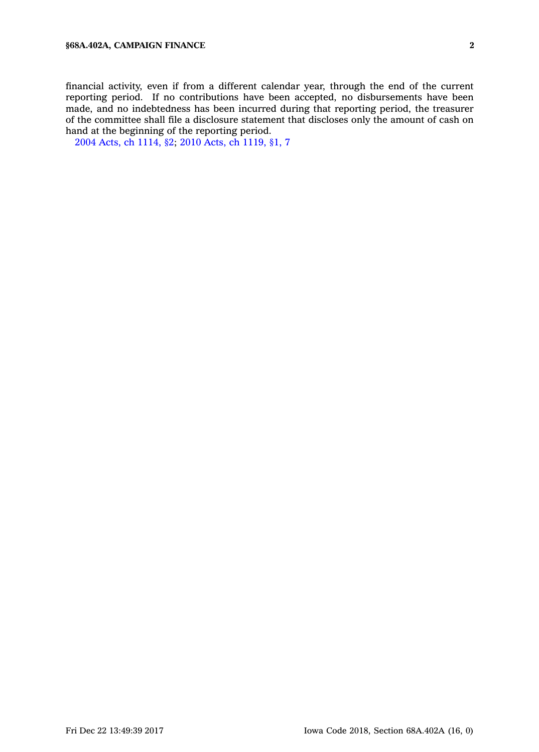financial activity, even if from a different calendar year, through the end of the current reporting period. If no contributions have been accepted, no disbursements have been made, and no indebtedness has been incurred during that reporting period, the treasurer of the committee shall file a disclosure statement that discloses only the amount of cash on hand at the beginning of the reporting period.

2004 Acts, ch 1114, §2; 2010 Acts, ch 1119, §1, 7